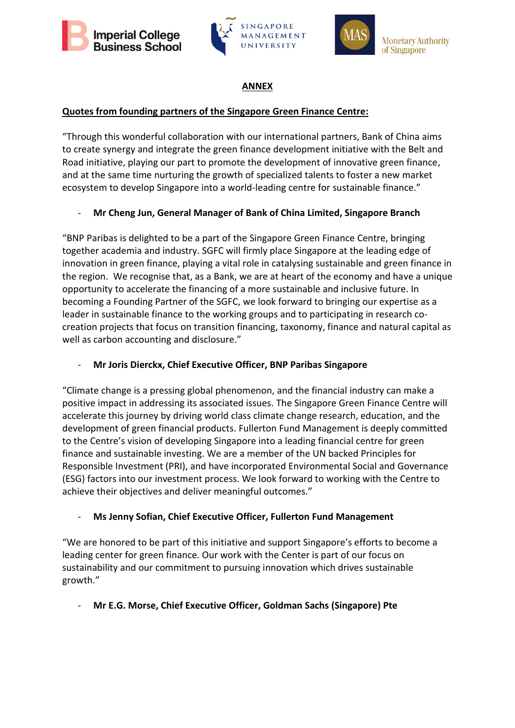## ANNEX

**Quotes from founding partners of the Singapore Green Finance Centre:**

"Through this wonderful collaboration with our international partners, Bank of China aims to create synergy and integrate the green finance development initiative with the Belt and Road initiative, playing our part to promote the development of innovative green finance, and at the same time nurturing the growth of specialized talents to foster a new market ecosystem to develop Singapore into a world-leading centre for sustainable finance."

- **Mr Cheng Jun, General Manager of Bank of China Limited, Singapore Branch**

"BNP Paribas is delighted to be a part of the Singapore Green Finance Centre, bringing together academia and industry. SGFC will firmly place Singapore at the leading edge of innovation in green finance, playing a vital role in catalysing sustainable and green finance in the region. We recognise that, as a Bank, we are at heart of the economy and have a unique opportunity to accelerate the financing of a more sustainable and inclusive future. In becoming a Founding Partner of the SGFC, we look forward to bringing our expertise as a leader in sustainable finance to the working groups and to participating in research co-creation projects that focus on transition financing, taxonomy, finance and natural capital as well as carbon accounting and disclosure."

- **Mr Joris Dierckx, Chief Executive Officer, BNP Paribas Singapore**

"Climate change is a pressing global phenomenon, and the financial industry can make a positive impact in addressing its associated issues. The Singapore Green Finance Centre will accelerate this journey by driving world class climate change research, education, and the development of green financial products. Fullerton Fund Management is deeply committed to the Centre's vision of developing Singapore into a leading financial centre for green finance and sustainable investing. We are a member of the UN backed Principles for Responsible Investment (PRI), and have incorporated Environmental Social and Governance (ESG) factors into our investment process. We look forward to working with the Centre to achieve their objectives and deliver meaningful outcomes."

- **Ms Jenny Sofian, Chief Executive Officer, Fullerton Fund Management**

"We are honored to be part of this initiative and support Singapore's efforts to become a leading center for green finance. Our work with the Center is part of our focus on sustainability and our commitment to pursuing innovation which drives sustainable growth."

- **Mr E.G. Morse, Chief Executive Officer, Goldman Sachs (Singapore) Pte**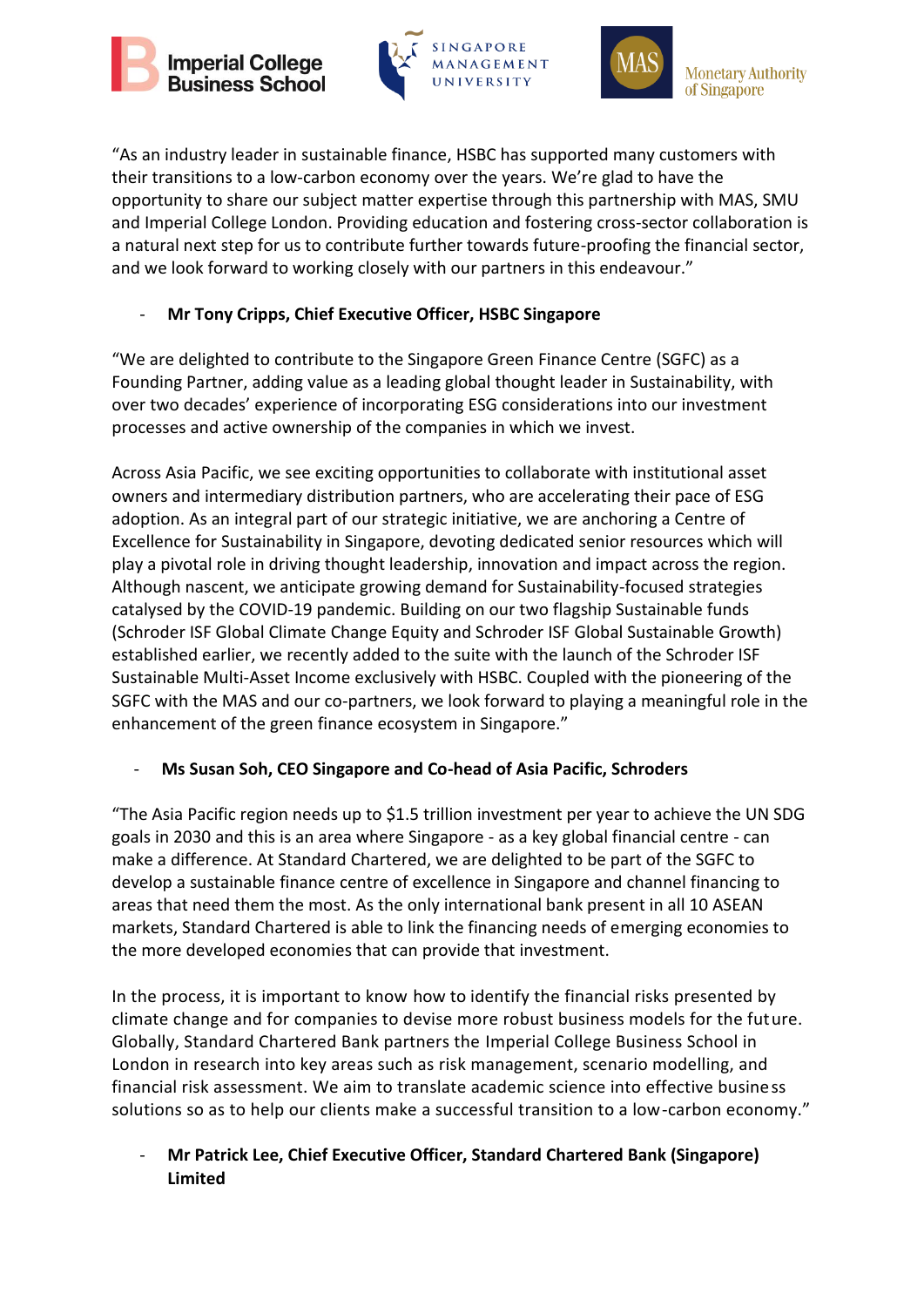"As an industry leader in sustainable finance, HSBC has supported many customers with their transitions to a low-carbon economy over the years. We're glad to have the opportunity to share our subject matter expertise through this partnership with MAS, SMU and Imperial College London. Providing education and fostering cross-sector collaboration is a natural next step for us to contribute further towards future-proofing the financial sector, and we look forward to working closely with our partners in this endeavour."

- **Mr Tony Cripps, Chief Executive Officer, HSBC Singapore**

"We are delighted to contribute to the Singapore Green Finance Centre (SGFC) as a Founding Partner, adding value as a leading global thought leader in Sustainability, with over two decades' experience of incorporating ESG considerations into our investment processes and active ownership of the companies in which we invest.

Across Asia Pacific, we see exciting opportunities to collaborate with institutional asset owners and intermediary distribution partners, who are accelerating their pace of ESG adoption. As an integral part of our strategic initiative, we are anchoring a Centre of Excellence for Sustainability in Singapore, devoting dedicated senior resources which will play a pivotal role in driving thought leadership, innovation and impact across the region. Although nascent, we anticipate growing demand for Sustainability-focused strategies catalysed by the COVID-19 pandemic. Building on our two flagship Sustainable funds (Schroder ISF Global Climate Change Equity and Schroder ISF Global Sustainable Growth) established earlier, we recently added to the suite with the launch of the Schroder ISF Sustainable Multi-Asset Income exclusively with HSBC. Coupled with the pioneering of the SGFC with the MAS and our co-partners, we look forward to playing a meaningful role in the enhancement of the green finance ecosystem in Singapore."

- **Ms Susan Soh, CEO Singapore and Co-head of Asia Pacific, Schroders**

"The Asia Pacific region needs up to $1.5 trillion investment per year to achieve the UN SDG goals in 2030 and this is an area where Singapore - as a key global financial centre - can make a difference. At Standard Chartered, we are delighted to be part of the SGFC to develop a sustainable finance centre of excellence in Singapore and channel financing to areas that need them the most. As the only international bank present in all 10 ASEAN markets, Standard Chartered is able to link the financing needs of emerging economies to the more developed economies that can provide that investment.

In the process, it is important to know how to identify the financial risks presented by climate change and for companies to devise more robust business models for the future. Globally, Standard Chartered Bank partners the Imperial College Business School in London in research into key areas such as risk management, scenario modelling, and financial risk assessment. We aim to translate academic science into effective business solutions so as to help our clients make a successful transition to a low-carbon economy."

- **Mr Patrick Lee, Chief Executive Officer, Standard Chartered Bank (Singapore) Limited**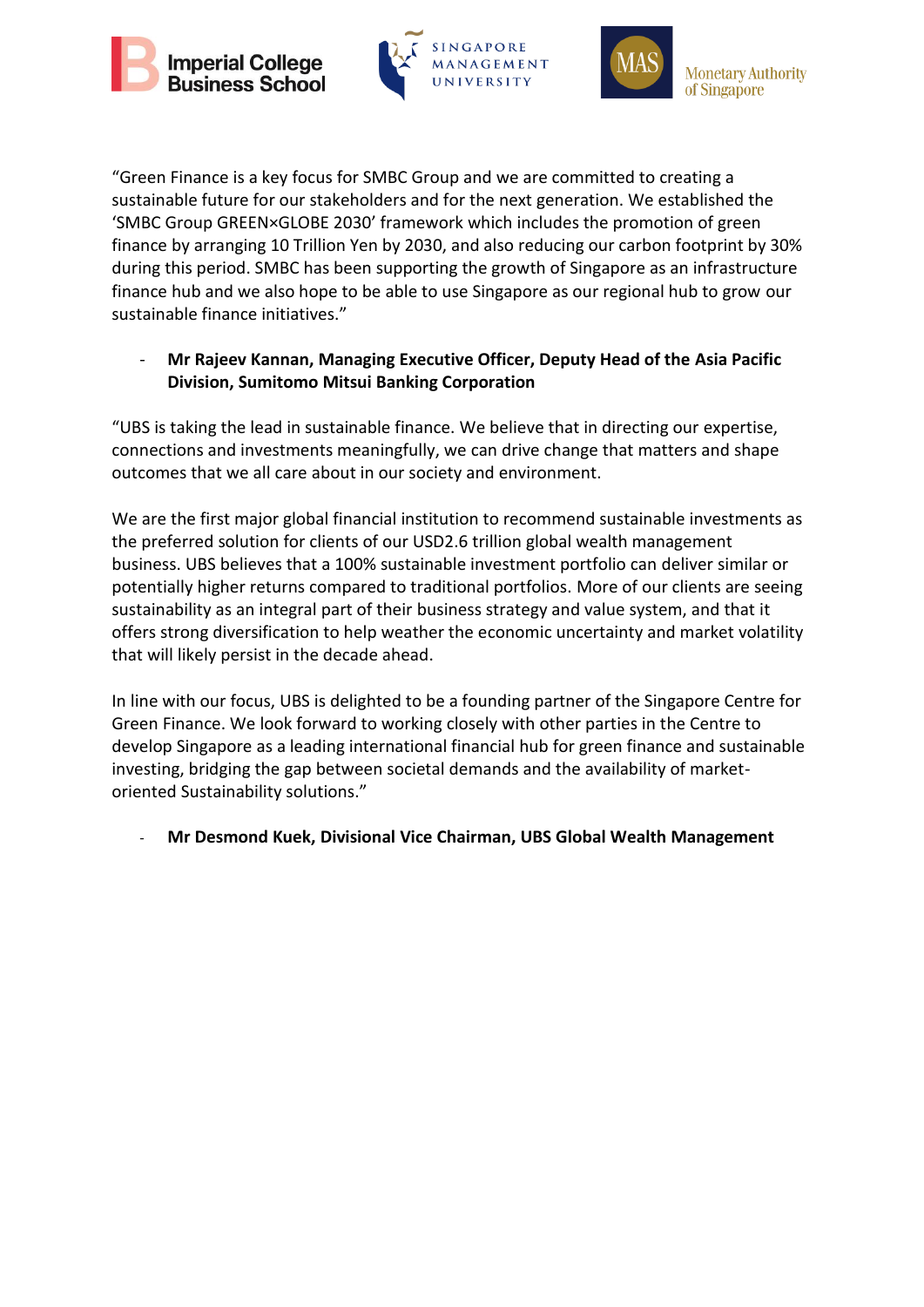"Green Finance is a key focus for SMBC Group and we are committed to creating a sustainable future for our stakeholders and for the next generation. We established the 'SMBC Group GREEN×GLOBE 2030' framework which includes the promotion of green finance by arranging 10 Trillion Yen by 2030, and also reducing our carbon footprint by 30% during this period. SMBC has been supporting the growth of Singapore as an infrastructure finance hub and we also hope to be able to use Singapore as our regional hub to grow our sustainable finance initiatives."

- **Mr Rajeev Kannan, Managing Executive Officer, Deputy Head of the Asia Pacific Division, Sumitomo Mitsui Banking Corporation**

"UBS is taking the lead in sustainable finance. We believe that in directing our expertise, connections and investments meaningfully, we can drive change that matters and shape outcomes that we all care about in our society and environment.

We are the first major global financial institution to recommend sustainable investments as the preferred solution for clients of our USD2.6 trillion global wealth management business. UBS believes that a 100% sustainable investment portfolio can deliver similar or potentially higher returns compared to traditional portfolios. More of our clients are seeing sustainability as an integral part of their business strategy and value system, and that it offers strong diversification to help weather the economic uncertainty and market volatility that will likely persist in the decade ahead.

In line with our focus, UBS is delighted to be a founding partner of the Singapore Centre for Green Finance. We look forward to working closely with other parties in the Centre to develop Singapore as a leading international financial hub for green finance and sustainable investing, bridging the gap between societal demands and the availability of market-oriented Sustainability solutions."

- **Mr Desmond Kuek, Divisional Vice Chairman, UBS Global Wealth Management**